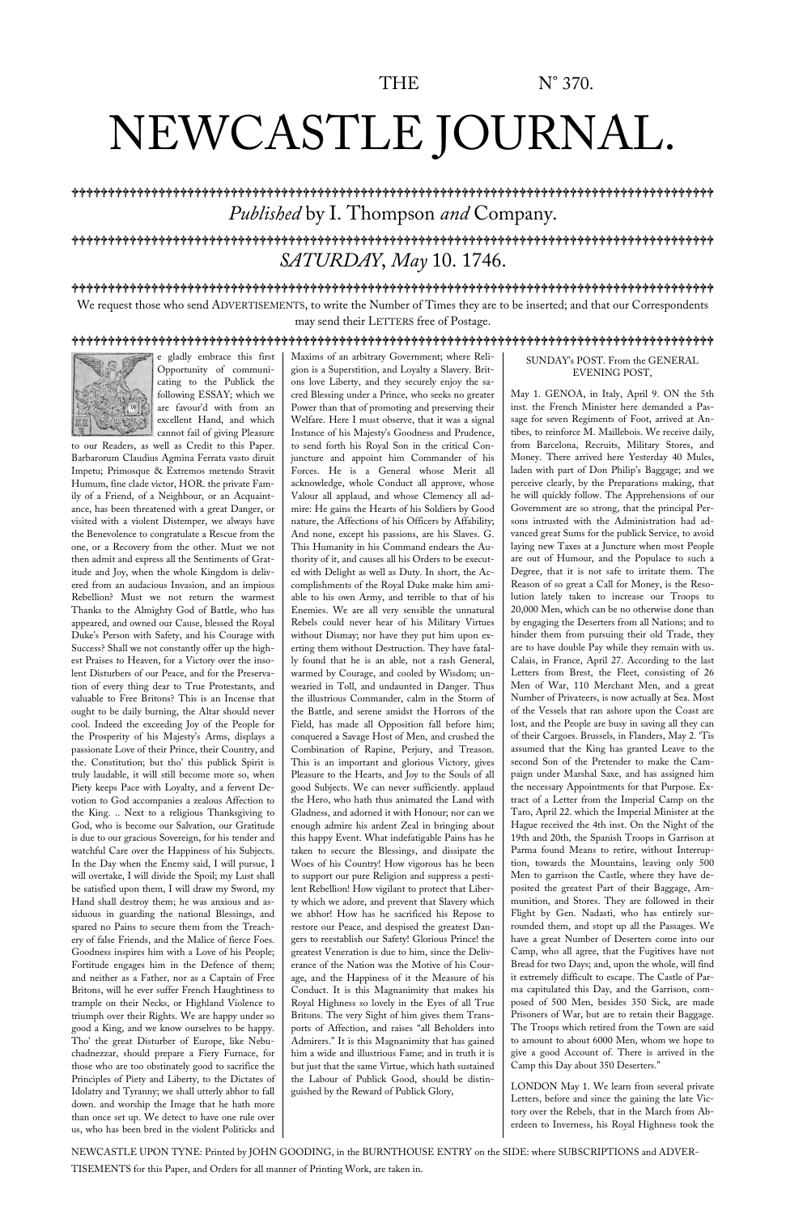THE N° 370.

# NEWCASTLE JOURNAL.

*Published* by I. Thompson *and* Company.

*SATURDAY*, *May* 10. 1746.

We request those who send ADVERTISEMENTS, to write the Number of Times they are to be inserted; and that our Correspondents may send their LETTERS free of Postage.

We gladly embrace this first Opportunity of communicating to the Publick the following ESSAY; which we are favour'd with from an excellent Hand, and which cannot fail of giving Pleasure to our Readers, as well as Credit to this Paper. Barbarorum Claudius Agmina Ferrata vasto diruit Impetu; Primosque & Extremos metendo Stravit Humum, fine clade victor, HOR. the private Family of a Friend, of a Neighbour, or an Acquaintance, has been threatened with a great Danger, or visited with a violent Distemper, we always have the Benevolence to congratulate a Rescue from the one, or a Recovery from the other. Must we not then admit and express all the Sentiments of Gratitude and Joy, when the whole Kingdom is delivered from an audacious Invasion, and an impious Rebellion? Must we not return the warmest Thanks to the Almighty God of Battle, who has appeared, and owned our Cause, blessed the Royal Duke's Person with Safety, and his Courage with Success? Shall we not constantly offer up the highest Praises to Heaven, for a Victory over the insolent Disturbers of our Peace, and for the Preservation of every thing dear to True Protestants, and valuable to Free Britons? This is an Incense that ought to be daily burning, the Altar should never cool. Indeed the exceeding Joy of the People for the Prosperity of his Majesty's Arms, displays a passionate Love of their Prince, their Country, and the. Constitution; but tho' this publick Spirit is truly laudable, it will still become more so, when Piety keeps Pace with Loyalty, and a fervent Devotion to God accompanies a zealous Affection to the King. .. Next to a religious Thanksgiving to God, who is become our Salvation, our Gratitude is due to our gracious Sovereign, for his tender and watchful Care over the Happiness of his Subjects. In the Day when the Enemy said, I will pursue, I will overtake, I will divide the Spoil; my Lust shall be satisfied upon them, I will draw my Sword, my Hand shall destroy them; he was anxious and assiduous in guarding the national Blessings, and spared no Pains to secure them from the Treachery of false Friends, and the Malice of fierce Foes. Goodness inspires him with a Love of his People; Fortitude engages him in the Defence of them; and neither as a Father, nor as a Captain of Free Britons, will he ever suffer French Haughtiness to trample on their Necks, or Highland Violence to triumph over their Rights. We are happy under so good a King, and we know ourselves to be happy. Tho' the great Disturber of Europe, like Nebuchadnezzar, should prepare a Fiery Furnace, for those who are too obstinately good to sacrifice the Principles of Piety and Liberty, to the Dictates of Idolatry and Tyranny; we shall utterly abhor to fall down. and worship the Image that he hath more than once set up. We detect to have one rule over us, who has been bred in the violent Politicks and Maxims of an arbitrary Government; where Religion is a Superstition, and Loyalty a Slavery. Britons love Liberty, and they securely enjoy the sacred Blessing under a Prince, who seeks no greater Power than that of promoting and preserving their Welfare. Here I must observe, that it was a signal Instance of his Majesty's Goodness and Prudence, to send forth his Royal Son in the critical Conjuncture and appoint him Commander of his Forces. He is a General whose Merit all acknowledge, whole Conduct all approve, whose Valour all applaud, and whose Clemency all admire: He gains the Hearts of his Soldiers by Good nature, the Affections of his Officers by Affability; And none, except his passions, are his Slaves. G. This Humanity in his Command endears the Authority of it, and causes all his Orders to be executed with Delight as well as Duty. In short, the Accomplishments of the Royal Duke make him amiable to his own Army, and terrible to that of his Enemies. We are all very sensible the unnatural Rebels could never hear of his Military Virtues without Dismay; nor have they put him upon exerting them without Destruction. They have fatally found that he is an able, not a rash General, warmed by Courage, and cooled by Wisdom; unwearied in Toll, and undaunted in Danger. Thus the illustrious Commander, calm in the Storm of the Battle, and serene amidst the Horrors of the Field, has made all Opposition fall before him; conquered a Savage Host of Men, and crushed the Combination of Rapine, Perjury, and Treason. This is an important and glorious Victory, gives Pleasure to the Hearts, and Joy to the Souls of all good Subjects. We can never sufficiently. applaud the Hero, who hath thus animated the Land with Gladness, and adorned it with Honour; nor can we enough admire his ardent Zeal in bringing about this happy Event. What indefatigable Pains has he taken to secure the Blessings, and dissipate the Woes of his Country! How vigorous has he been to support our pure Religion and suppress a pestilent Rebellion! How vigilant to protect that Liberty which we adore, and prevent that Slavery which we abhor! How has he sacrificed his Repose to restore our Peace, and despised the greatest Dangers to reestablish our Safety! Glorious Prince! the greatest Veneration is due to him, since the Deliverance of the Nation was the Motive of his Courage, and the Happiness of it the Measure of his Conduct. It is this Magnanimity that makes his Royal Highness so lovely in the Eyes of all True Britons. The very Sight of him gives them Transports of Affection, and raises "all Beholders into Admirers." It is this Magnanimity that has gained him a wide and illustrious Fame; and in truth it is but just that the same Virtue, which hath sustained the Labour of Publick Good, should be distinguished by the Reward of Publick Glory,

SUNDAY's POST. From the GENERAL EVENING POST,

May 1. GENOA, in Italy, April 9. ON the 5th inst. the French Minister here demanded a Passage for seven Regiments of Foot, arrived at Antibes, to reinforce M. Maillebois. We receive daily, from Barcelona, Recruits, Military Stores, and Money. There arrived here Yesterday 40 Mules, laden with part of Don Philip's Baggage; and we perceive clearly, by the Preparations making, that he will quickly follow. The Apprehensions of our Government are so strong, that the principal Persons intrusted with the Administration had advanced great Sums for the publick Service, to avoid laying new Taxes at a Juncture when most People are out of Humour, and the Populace to such a Degree, that it is not safe to irritate them. The Reason of so great a Call for Money, is the Resolution lately taken to increase our Troops to 20,000 Men, which can be no otherwise done than by engaging the Deserters from all Nations; and to hinder them from pursuing their old Trade, they are to have double Pay while they remain with us. Calais, in France, April 27. According to the last Letters from Brest, the Fleet, consisting of 26 Men of War, 110 Merchant Men, and a great Number of Privateers, is now actually at Sea. Most of the Vessels that ran ashore upon the Coast are lost, and the People are busy in saving all they can of their Cargoes. Brussels, in Flanders, May 2. 'Tis assumed that the King has granted Leave to the second Son of the Pretender to make the Campaign under Marshal Saxe, and has assigned him the necessary Appointments for that Purpose. Extract of a Letter from the Imperial Camp on the Taro, April 22. which the Imperial Minister at the Hague received the 4th inst. On the Night of the 19th and 20th, the Spanish Troops in Garrison at Parma found Means to retire, without Interruption, towards the Mountains, leaving only 500 Men to garrison the Castle, where they have deposited the greatest Part of their Baggage, Ammunition, and Stores. They are followed in their Flight by Gen. Nadasti, who has entirely surrounded them, and stopt up all the Passages. We have a great Number of Deserters come into our Camp, who all agree, that the Fugitives have not Bread for two Days; and, upon the whole, will find it extremely difficult to escape. The Castle of Parma capitulated this Day, and the Garrison, composed of 500 Men, besides 350 Sick, are made Prisoners of War, but are to retain their Baggage. The Troops which retired from the Town are said to amount to about 6000 Men, whom we hope to give a good Account of. There is Arrived in the Camp this Day about 350 Deserters."

LONDON May 1. We learn from several private Letters, before and since the gaining the late Victory over the Rebels, that in the March from Aberdeen to Inverness, his Royal Highness took the

NEWCASTLE UPON TYNE: Printed by JOHN GOODING, in the BURNTHOUSE ENTRY on the SIDE: where SUBSCRIPTIONS and ADVERTISEMENTS for this Paper, and Orders for all manner of Printing Work, are taken in.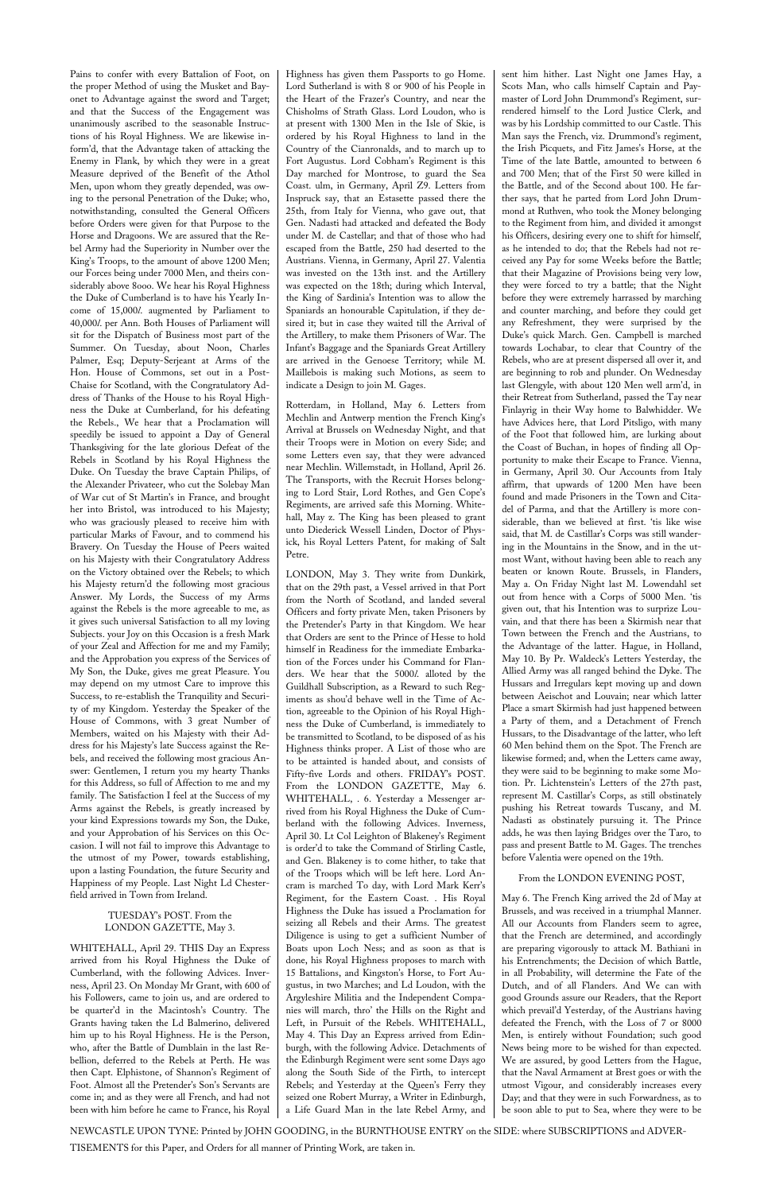Pains to confer with every Battalion of Foot, on the proper Method of using the Musket and Bayonet to Advantage against the sword and Target; and that the Success of the Engagement was unanimously ascribed to the seasonable Instructions of his Royal Highness. We are likewise inform'd, that the Advantage taken of attacking the Enemy in Flank, by which they were in a great Measure deprived of the Benefit of the Athol Men, upon whom they greatly depended, was owing to the personal Penetration of the Duke; who, notwithstanding, consulted the General Officers before Orders were given for that Purpose to the Horse and Dragoons. We are assured that the Rebel Army had the Superiority in Number over the King's Troops, to the amount of above 1200 Men; our Forces being under 7000 Men, and theirs considerably above 8000. We hear his Royal Highness the Duke of Cumberland is to have his Yearly Income of 15,000*l.* augmented by Parliament to 40,000*l.* per Ann. Both Houses of Parliament will sit for the Dispatch of Business most part of the Summer. On Tuesday, about Noon, Charles Palmer, Esq; Deputy-Serjeant at Arms of the Hon. House of Commons, set out in a Post-Chaise for Scotland, with the Congratulatory Address of Thanks of the House to his Royal Highness the Duke at Cumberland, for his defeating the Rebels., We hear that a Proclamation will speedily be issued to appoint a Day of General Thanksgiving for the late glorious Defeat of the Rebels in Scotland by his Royal Highness the Duke. On Tuesday the brave Captain Philips, of the Alexander Privateer, who cut the Solebay Man of War cut of St Martin's in France, and brought her into Bristol, was introduced to his Majesty; who was graciously pleased to receive him with particular Marks of Favour, and to commend his Bravery. On Tuesday the House of Peers waited on his Majesty with their Congratulatory Address on the Victory obtained over the Rebels; to which his Majesty return'd the following most gracious Answer. My Lords, the Success of my Arms against the Rebels is the more agreeable to me, as it gives such universal Satisfaction to all my loving Subjects. your Joy on this Occasion is a fresh Mark of your Zeal and Affection for me and my Family; and the Approbation you express of the Services of My Son, the Duke, gives me great Pleasure. You may depend on my utmost Care to improve this Success, to re-establish the Tranquility and Security of my Kingdom. Yesterday the Speaker of the House of Commons, with 3 great Number of Members, waited on his Majesty with their Address for his Majesty's late Success against the Rebels, and received the following most gracious Answer: Gentlemen, I return you my hearty Thanks for this Address, so full of Affection to me and my family. The Satisfaction I feel at the Success of my Arms against the Rebels, is greatly increased by your kind Expressions towards my Son, the Duke, and your Approbation of his Services on this Occasion. I will not fail to improve this Advantage to the utmost of my Power, towards establishing, upon a lasting Foundation, the future Security and Happiness of my People. Last Night Ld Chesterfield arrived in Town from Ireland.

TUESDAY's POST. From the LONDON GAZETTE, May 3.

WHITEHALL, April 29. THIS Day an Express arrived from his Royal Highness the Duke of Cumberland, with the following Advices. Inverness, April 23. On Monday Mr Grant, with 600 of his Followers, came to join us, and are ordered to be quarter'd in the Macintosh's Country. The Grants having taken the Ld Balmerino, delivered him up to his Royal Highness. He is the Person, who, after the Battle of Dumblain in the last Rebellion, deferred to the Rebels at Perth. He was then Capt. Elphistone, of Shannon's Regiment of Foot. Almost all the Pretender's Son's Servants are come in; and as they were all French, and had not been with him before he came to France, his Royal Highness has given them Passports to go Home. Lord Sutherland is with 8 or 900 of his People in the Heart of the Frazer's Country, and near the Chisholms of Strath Glass. Lord Loudon, who is at present with 1300 Men in the Isle of Skie, is ordered by his Royal Highness to land in the Country of the Cianronalds, and to march up to Fort Augustus. Lord Cobham's Regiment is this Day marched for Montrose, to guard the Sea Coast. ulm, in Germany, April Z9. Letters from Inspruck say, that an Estasette passed there the 25th, from Italy for Vienna, who gave out, that Gen. Nadasti had attacked and defeated the Body under M. de Castellar; and that of those who had escaped from the Battle, 250 had deserted to the Austrians. Vienna, in Germany, April 27. Valentia was invested on the 13th inst. and the Artillery was expected on the 18th; during which Interval, the King of Sardinia's Intention was to allow the Spaniards an honourable Capitulation, if they desired it; but in case they waited till the Arrival of the Artillery, to make them Prisoners of War. The Infant's Baggage and the Spaniards Great Artillery are arrived in the Genoese Territory; while M. Maillebois is making such Motions, as seem to indicate a Design to join M. Gages.

Rotterdam, in Holland, May 6. Letters from Mechlin and Antwerp mention the French King's Arrival at Brussels on Wednesday Night, and that their Troops were in Motion on every Side; and some Letters even say, that they were advanced near Mechlin. Willemstadt, in Holland, April 26. The Transports, with the Recruit Horses belonging to Lord Stair, Lord Rothes, and Gen Cope's Regiments, are arrived safe this Morning. Whitehall, May z. The King has been pleased to grant unto Diederick Wessell Linden, Doctor of Physick, his Royal Letters Patent, for making of Salt Petre.

LONDON, May 3. They write from Dunkirk, that on the 29th past, a Vessel arrived in that Port from the North of Scotland, and landed several Officers and forty private Men, taken Prisoners by the Pretender's Party in that Kingdom. We hear that Orders are sent to the Prince of Hesse to hold himself in Readiness for the immediate Embarkation of the Forces under his Command for Flanders. We hear that the 5000*l.* alloted by the Guildhall Subscription, as a Reward to such Regiments as shou'd behave well in the Time of Action, agreeable to the Opinion of his Royal Highness the Duke of Cumberland, is immediately to be transmitted to Scotland, to be disposed of as his Highness thinks proper. A List of those who are to be attainted is handed about, and consists of Fifty-five Lords and others. FRIDAY's POST. From the LONDON GAZETTE, May 6. WHITEHALL, . 6. Yesterday a Messenger arrived from his Royal Highness the Duke of Cumberland with the following Advices. Inverness, April 30. Lt Col Leighton of Blakeney's Regiment is order'd to take the Command of Stirling Castle, and Gen. Blakeney is to come hither, to take that of the Troops which will be left here. Lord Ancram is marched To day, with Lord Mark Kerr's Regiment, for the Eastern Coast. . His Royal Highness the Duke has issued a Proclamation for seizing all Rebels and their Arms. The greatest Diligence is using to get a sufficient Number of Boats upon Loch Ness; and as soon as that is done, his Royal Highness proposes to march with 15 Battalions, and Kingston's Horse, to Fort Augustus, in two Marches; and Ld Loudon, with the Argyleshire Militia and the Independent Companies will march, thro' the Hills on the Right and Left, in Pursuit of the Rebels. WHITEHALL, May 4. This Day an Express arrived from Edinburgh, with the following Advice. Detachments of the Edinburgh Regiment were sent some Days ago along the South Side of the Firth, to intercept Rebels; and Yesterday at the Queen's Ferry they seized one Robert Murray, a Writer in Edinburgh, a Life Guard Man in the late Rebel Army, and sent him hither. Last Night one James Hay, a Scots Man, who calls himself Captain and Paymaster of Lord John Drummond's Regiment, surrendered himself to the Lord Justice Clerk, and was by his Lordship committed to our Castle. This Man says the French, viz. Drummond's regiment, the Irish Picquets, and Fitz James's Horse, at the Time of the late Battle, amounted to between 6 and 700 Men; that of the First 50 were killed in the Battle, and of the Second about 100. He farther says, that he parted from Lord John Drummond at Ruthven, who took the Money belonging to the Regiment from him, and divided it amongst his Officers, desiring every one to shift for himself, as he intended to do; that the Rebels had not received any Pay for some Weeks before the Battle; that their Magazine of Provisions being very low, they were forced to try a battle; that the Night before they were extremely harrassed by marching and counter marching, and before they could get any Refreshment, they were surprised by the Duke's quick March. Gen. Campbell is marched towards Lochabar, to clear that Country of the Rebels, who are at present dispersed all over it, and are beginning to rob and plunder. On Wednesday last Glengyle, with about 120 Men well arm'd, in their Retreat from Sutherland, passed the Tay near Finlayrig in their Way home to Balwhidder. We have Advices here, that Lord Pitsligo, with many of the Foot that followed him, are lurking about the Coast of Buchan, in hopes of finding all Opportunity to make their Escape to France. Vienna, in Germany, April 30. Our Accounts from Italy affirm, that upwards of 1200 Men have been found and made Prisoners in the Town and Citadel of Parma, and that the Artillery is more considerable, than we believed at first. 'tis like wise said, that M. de Castillar's Corps was still wandering in the Mountains in the Snow, and in the utmost Want, without having been able to reach any beaten or known Route. Brussels, in Flanders, May a. On Friday Night last M. Lowendahl set out from hence with a Corps of 5000 Men. 'tis given out, that his Intention was to surprize Louvain, and that there has been a Skirmish near that Town between the French and the Austrians, to the Advantage of the latter. Hague, in Holland, May 10. By Pr. Waldeck's Letters Yesterday, the Allied Army was all ranged behind the Dyke. The Hussars and Irregulars kept moving up and down between Aeischot and Louvain; near which latter Place a smart Skirmish had just happened between a Party of them, and a Detachment of French Hussars, to the Disadvantage of the latter, who left 60 Men behind them on the Spot. The French are likewise formed; and, when the Letters came away, they were said to be beginning to make some Motion. Pr. Lichtenstein's Letters of the 27th past, represent M. Castillar's Corps, as still obstinately pushing his Retreat towards Tuscany, and M. Nadasti as obstinately pursuing it. The Prince adds, he was then laying Bridges over the Taro, to pass and present Battle to M. Gages. The trenches before Valentia were opened on the 19th.

From the LONDON EVENING POST,

May 6. The French King arrived the 2d of May at Brussels, and was received in a triumphal Manner. All our Accounts from Flanders seem to agree, that the French are determined, and accordingly are preparing vigorously to attack M. Bathiani in his Entrenchments; the Decision of which Battle, in all Probability, will determine the Fate of the Dutch, and of all Flanders. And We can with good Grounds assure our Readers, that the Report which prevail'd Yesterday, of the Austrians having defeated the French, with the Loss of 7 or 8000 Men, is entirely without Foundation; such good News being more to be wished for than expected. We are assured, by good Letters from the Hague, that the Naval Armament at Brest goes or with the utmost Vigour, and considerably increases every Day; and that they were in such Forwardness, as to be soon able to put to Sea, where they were to be

NEWCASTLE UPON TYNE: Printed by JOHN GOODING, in the BURNTHOUSE ENTRY on the SIDE: where SUBSCRIPTIONS and ADVERTISEMENTS for this Paper, and Orders for all manner of Printing Work, are taken in.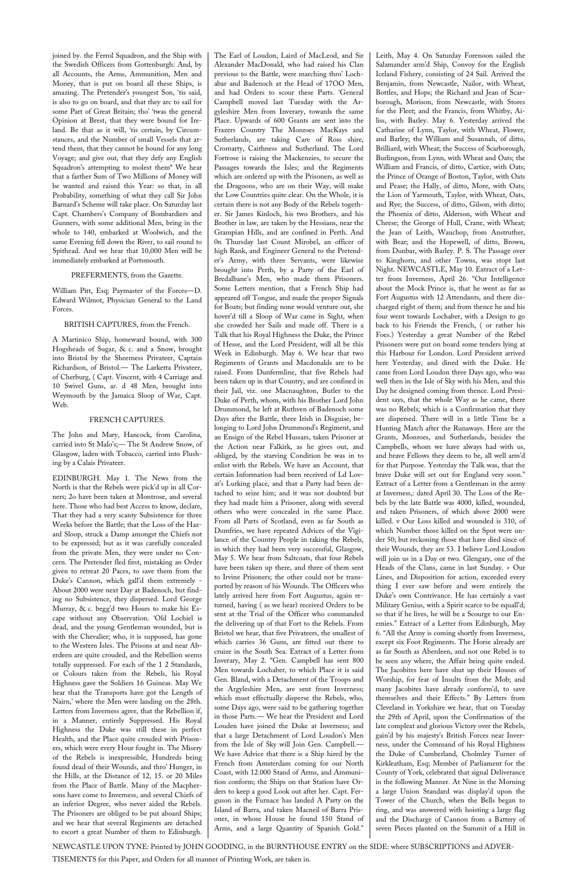joined by. the Ferrol Squadron, and the Ship with the Swedish Officers from Gottenburgh: And, by all Accounts, the Arms, Ammunition, Men and Money, that is put on board all these Ships, is amazing. The Pretender's youngest Son, 'tis said, is also to go on board, and that they arc to sail for some Part of Great Britain; tho' 'twas the general Opinion at Brest, that they were bound for Ireland. Be that as it will, 'tis certain, by Circumstances, and the Number of small Vessels that attend them, that they cannot be bound for any long Voyage; and give out, that they defy any English Squadron's attempting to molest them" We hear that a farther Sum of Two Millions of Money will be wanted and raised this Year: so that, in all Probability, something of what they call Sir John Barnard's Scheme will take place. On Saturday last Capt. Chambers's Company of Bombardiers and Gunners, with some additional Men, bring in the whole to 140, embarked at Woolwich, and the same Evening fell down the River, to sail round to Spithead. And we hear that 10,000 Men will be immediately embarked at Portsmouth.

PREFERMENTS, from the Gazette.

William Pitt, Esq; Paymaster of the Forces—D. Edward Wilmot, Physician General to the Land Forces.

BRITISH CAPTURES, from the French.

A Martinico Ship, homeward bound, with 300 Hogsheads of Sugar, & c. and a Snow, brought into Bristol by the Sheerness Privateer, Captain Richardson, of Bristol.— The Larketta Privateer, of Cherburg, ( Capt. Vincent, with 4 Carriage and 10 Swivel Guns, ar. d 48 Men, brought into Weymouth by the Jamaica Sloop of War, Capt. Web.

FRENCH CAPTURES.

The John and Mary, Hancock, from Carolina, carried into St Malo's;— The St Andrew Snow, of Glasgow, laden with Tobacco, carried into Flushing by a Calais Privateer.

EDINBURGH. May 1. The News from the North is that the Rebels were pick'd up in all Corners; 2o have been taken at Montrose, and several here. Those who had best Access to know, declare, That they had a very scanty Subsistence for three Weeks before the Battle; that the Loss of the Hazard Sloop, struck a Damp amongst the Chiefs not to be expressed; but as it was carefully concealed from the private Men, they were under no Concern. The Pretender fled first, mistaking an Order given to retreat 20 Paces, to save them from the Duke's Cannon, which gall'd them extremely - About 2000 were next Day at Badenoch, but finding no Subsistence, they dispersed. Lord George Murray, & c. begg'd two Hours to make his Escape without any Observation. 'Old Lochiel is dead, and the young Gentleman wounded, but is with the Chevalier; who, it is supposed, has gone to the Western Isles. The Prisons at and near Aberdeen are quite crouded, and the Rebellion seems totally suppressed. For each of the 1 2 Standards, or Colours taken from the Rebels, his Royal Highness gave the Soldiers 16 Guineas. May We hear that the Transports have got the Length of Nairn,' where the Men were landing on the 28th. Letters from Inverness agree, that the Rebellion if, in a Manner, entirely Suppressed. His Royal Highness the Duke was still these in perfect Health, and the Place quite crouded with Prisoners, which were every Hour fought in. The Misery of the Rebels is inexpressible, Hundreds being found dead of their Wounds, and thro' Hunger, in the Hills, at the Distance of 12, 15. or 20 Miles from the Place of Battle. Many of the Macphersons have come to Inverness, and several Chiefs of an inferior Degree, who never aided the Rebels. The Prisoners are obliged to be put aboard Ships; and we hear that several Regiments are detached to escort a great Number of them to Edinburgh. The Earl of Loudon, Laird of MacLeod, and Sir Alexander MacDonald, who had raised his Clan previous to the Battle, were marching thro' Lochabar and Badenoch at the Head of 17OO Men, and had Orders to scour these Parts. 'General Campbell moved last Tuesday with the Argyleshire Men from Inverary, towards the same Place. Upwards of 600 Grants are sent into the Frazers Country The Monroes MacKays and Sutherlands, are taking Care of Ross shire, Cromarty, Caithness and Sutherland. The Lord Fortrose is raising the Mackenzies, to secure the Passages towards the Isles; and the Regiments which are ordered up with the Prisoners, as well as the Dragoons, who are on their Way, will make the Low Countries quite clear. On the Whole, it is certain there is not any Body of the Rebels together. Sir James Kinloch, his two Brothers, and his Brother in law, are taken by the Hessians, near the Grampian Hills, and are confined in Perth. And 0n Thursday last Count Mirobel, an officer of high Rank, and Engineer General to the Pretender's Army, with three Servants, were likewise brought into Perth, by a Party of the Earl of Bredalbane's Men, who made them Prisoners. Some Letters mention, that a French Ship had appeared off Tongue, and made the proper Signals for Boats; but finding none would venture out, she hover'd till a Sloop of War came in Sight, when she crowded her Sails and made off. There is a Talk that his Royal Highness the Duke, the Prince of Hesse, and the Lord President, will all be this Week in Edinburgh. May 6. We hear that two Regiments of Grants and Macdonalds are to be raised. From Dunfermline, that five Rebels had been taken up in that Country, and are confined in their Jail, viz. one Macnaughton, Butler to the Duke of Perth, whom, with his Brother Lord John Drummond, he left at Ruthven of Badenoch some Days after the Battle, three Irish in Disguise, belonging to Lord John Drummond's Regiment, and an Ensign of the Rebel Hussars, taken Prisoner at the Action near Falkirk, as he gives out, and obliged, by the starving Condition be was in to enlist with the Rebels. We have an Account, that certain Information had been received of Ld Lovat's Lurking place, and that a Party had been detached to seize him; and it was not doubted but they had made him a Prisoner, along with several others who were concealed in the same Place. From all Parts of Scotland, even as far South as Dumfries, we have repeated Advices of the Vigilance of the Country People in taking the Rebels, in which they had been very successful, Glasgow, May 5. We hear from Saltcoats, that four Rebels have been taken up there, and three of them sent to Irvine Prisoners; the other could not be transported by reason of his Wounds. The Officers who lately arrived here from Fort Augustus, again returned, having ( as we hear) received Orders to be sent at the Trial of the Officer who commanded the delivering up of that Fort to the Rebels. From Bristol we hear, that five Privateers, the smallest of which carries 36 Guns, are fitted out there to cruize in the South Sea. Extract of a Letter from Inverary, May 2. "Gen. Campbell has sent 800 Men towards Lochaber, to which Place it is said Gen. Bland, with a Detachment of the Troops and the Argyleshire Men, are sent from Inverness; which must effectually disperse the Rebels, who, some Days ago, were said to be gathering together in those Parts.— We hear the President and Lord Louden have joined the Duke at Inverness; and that a large Detachment of Lord Loudon's Men from the Isle of Sky will Join Gen. Campbell.— We have Advice that there is a Ship hired by the French from Amsterdam coming for our North Coast, with 12.000 Stand of Arms, and Ammunition conform; the Ships on that Station have Orders to keep a good Look out after her. Capt. Ferguson in the Furnace has landed A Party on the Island of Barra, and taken Macneil of Barra Prisoner, in whose House he found 150 Stand of Arms, and a large Quantity of Spanish Gold."

Leith, May 4. On Saturday Forenoon sailed the Salamander arm'd Ship, Convoy for the English Iceland Fishery, consisting of 24 Sail. Arrived the Benjamin, from Newcastle, Nailor, with Wheat, Bottles, and Hops; the Richard and Jean of Scarborough, Morison, from Newcastle, with Stores for the Fleet; and the Francis, from Whitby, Ailiss, with Barley. May 6. Yesterday arrived the Catharine of Lynn, Taylor, with Wheat, Flower, and Barley; the William and Susannah, of ditto, Brilliard, with Wheat; the Success of Scarborough, Burlingson, from Lynn, with Wheat and Oats; the William and Francis, of ditto, Cartice, with Oats; the Prince of Orange of Boston, Taylor, with Oats and Pease; the Hally, of ditto, More, with Oats; the Lion of Yarmouth, Taylor, with Wheat, Oats, and Rye; the Success, of ditto, Gilson, with ditto; the Phoenix of ditto, Alderson, with Wheat and Cheese; the George of Hull, Crane, with Wheat; the Jean of Leith, Wauchop, from Anstruther, with Bear; and the Hopewell, of ditto, Brown, from Dunbar, with Barley. P. S. The Passage over to Kinghorn, and other Towns, was stopt last Night. NEWCASTLE, May 10. Extract of a Letter from Inverness, April 26. "Our Intelligence about the Mock Prince is, that he went as far as Fort Augustus with 12 Attendants, and there discharged eight of them; and from thence he and his four went towards Lochaber, with a Design to go back to his Friends the French, ( or rather his Foes.) Yesterday a great Number of the Rebel Prisoners were put on board some tenders lying at this Harbour for London. Lord President arrived here Yesterday, and dined with the Duke. He came from Lord Loudon three Days ago, who was well then in the Isle of Sky with his Men, and this Day he designed coming from thence. Lord President says, that the whole Way as he came, there was no Rebels; which is a Confirmation that they are dispersed. There will in a little Time be a Hunting Match after the Runaways. Here are the Grants, Monroes, and Sutherlands, besides the Campbells, whom we have always had with us, and brave Fellows they deem to be, all well arm'd for that Purpose. Yesterday the Talk was, that the brave Duke will set out for England very soon." Extract of a Letter from a Gentleman in the army at Inverness,: dated April 30. The Loss of the Rebels by the late Battle was 4000, killed, wounded, and taken Prisoners, of which above 2000 were killed. v Our Loss killed and wounded is 310, of which Number those killed on the Spot were under 50; but reckoning those that have died since of their Wounds, they are 53. I believe Lord Loudon will join us in a Day or two. Glengary, one of the Heads of the Clans, came in last Sunday. > Our Lines, and Disposition for action, exceeded every thing I ever saw before and were entirely the Duke's own Contrivance. He has certainly a vast Military Genius, with a Spirit scarce to be equall'd; so that if he lives, he will be a Scourge to our Enemies." Extract of a Letter from Edinburgh, May 6. "All the Army is coming shortly from Inverness, except six Foot Regiments. The Horse already are as far South as Aberdeen, and not one Rebel is to be seen any where, the Affair being quite ended. The Jacobites here have shut up their Houses of Worship, for fear of Insults from the Mob; and many Jacobites have already conform'd, to save themselves and their Effects." By Letters from Cleveland in Yorkshire we hear, that on Tuesday the 29th of April, upon the Confirmation of the late compleat and glorious Victory over the Rebels, gain'd by his majesty's British Forces near Inverness, under the Command of his Royal Highness the Duke of Cumberland, Cholmley Turner of Kirkleatham, Esq; Member of Parliament for the County of York, celebrated that signal Deliverance in the following Manner. At Nine in the Morning a large Union Standard was display'd upon the Tower of the Church, when the Bells began to ring, and was answered with hoisting a large flag and the Discharge of Cannon from a Battery of seven Pieces planted on the Summit of a Hill in

NEWCASTLE UPON TYNE: Printed by JOHN GOODING, in the BURNTHOUSE ENTRY on the SIDE: where SUBSCRIPTIONS and ADVERTISEMENTS for this Paper, and Orders for all manner of Printing Work, are taken in.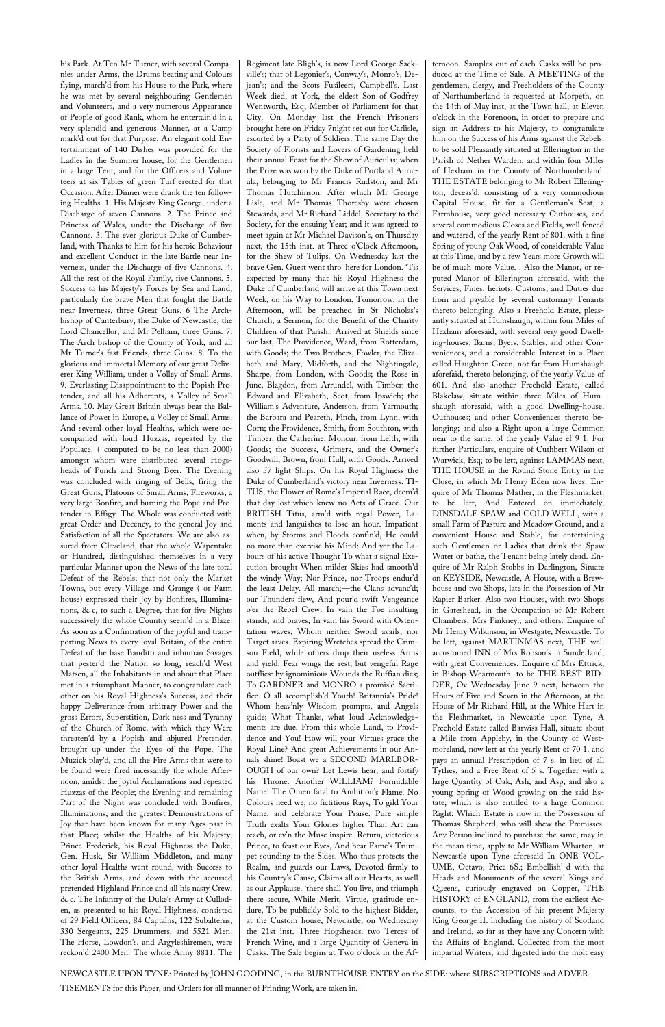his Park. At Ten Mr Turner, with several Companies under Arms, the Drums beating and Colours flying, march'd from his House to the Park, where he was met by several neighbouring Gentlemen and Volunteers, and a very numerous Appearance of People of good Rank, whom he entertain'd in a very splendid and generous Manner, at a Camp mark'd out for that Purpose. An elegant cold Entertainment of 140 Dishes was provided for the Ladies in the Summer house, for the Gentlemen in a large Tent, and for the Officers and Volunteers at six Tables of green Turf erected for that Occasion. After Dinner were drank the ten following Healths. 1. His Majesty King George, under a Discharge of seven Cannons. 2. The Prince and Princess of Wales, under the Discharge of five Cannons. 3. The ever glorious Duke of Cumberland, with Thanks to him for his heroic Behaviour and excellent Conduct in the late Battle near Inverness, under the Discharge of five Cannons. 4. All the rest of the Royal Family, five Cannons. 5. Success to his Majesty's Forces by Sea and Land, particularly the brave Men that fought the Battle near Inverness, three Great Guns. 6 The Archbishop of Canterbury, the Duke of Newcastle, the Lord Chancellor, and Mr Pelham, three Guns. 7. The Arch bishop of the County of York, and all Mr Turner's fast Friends, three Guns. 8. To the glorious and immortal Memory of our great Deliverer King William, under a Volley of Small Arms. 9. Everlasting Disappointment to the Popish Pretender, and all his Adherents, a Volley of Small Arms. 10. May Great Britain always bear the Ballance of Power in Europe, a Volley of Small Arms. And several other loyal Healths, which were accompanied with loud Huzzas, repeated by the Populace. ( computed to be no less than 2000) amongst whom were distributed several Hogsheads of Punch and Strong Beer. The Evening was concluded with ringing of Bells, firing the Great Guns, Platoons of Small Arms, Fireworks, a very large Bonfire, and burning the Pope and Pretender in Effigy. The Whole was conducted with great Order and Decency, to the general Joy and Satisfaction of all the Spectators. We are also assured from Cleveland, that the whole Wapentake or Hundred, distinguished themselves in a very particular Manner upon the News of the late total Defeat of the Rebels; that not only the Market Towns, but every Village and Grange ( or Farm house) expressed their Joy by Bonfires, Illuminations, & c, to such a Degree, that for five Nights successively the whole Country seem'd in a Blaze. As soon as a Confirmation of the joyful and transporting News to every loyal Britain, of the entire Defeat of the base Banditti and inhuman Savages that pester'd the Nation so long, reach'd West Matsen, all the Inhabitants in and about that Place met in a triumphant Manner, to congratulate each other on his Royal Highness's Success, and their happy Deliverance from arbitrary Power and the gross Errors, Superstition, Dark ness and Tyranny of the Church of Rome, with which they Were threaten'd by a Popish and abjured Pretender, brought up under the Eyes of the Pope. The Muzick play'd, and all the Fire Arms that were to be found were fired incessantly the whole Afternoon, amidst the joyful Acclamations and repeated Huzzas of the People; the Evening and remaining Part of the Night was concluded with Bonfires, Illuminations, and the greatest Demonstrations of Joy that have been known for many Ages past in that Place; whilst the Healths of his Majesty, Prince Frederick, his Royal Highness the Duke, Gen. Husk, Sir William Middleton, and many other loyal Healths went round, with Success to the British Arms, and down with the accursed pretended Highland Prince and all his nasty Crew, & c. The Infantry of the Duke's Army at Culloden, as presented to his Royal Highness, consisted of 29 Field Officers, 84 Captains, 122 Subalterns, 330 Sergeants, 225 Drummers, and 5521 Men. The Horse, Lowdon's, and Argyleshiremen, were reckon'd 2400 Men. The whole Army 8811. The Regiment late Bligh's, is now Lord George Sackville's; that of Legonier's, Conway's, Monro's, Dejean's; and the Scots Fusileers, Campbell's. Last Week died, at York, the eldest Son of Godfrey Wentworth, Esq; Member of Parliament for that City. On Monday last the French Prisoners brought here on Friday 7night set out for Carlisle, escorted by a Party of Soldiers. The same Day the Society of Florists and Lovers of Gardening held their annual Feast for the Shew of Auriculas; when the Prize was won by the Duke of Portland Auricula, belonging to Mr Francis Rudston, and Mr Thomas Hutchinson: After which Mr George Lisle, and Mr Thomas Thoresby were chosen Stewards, and Mr Richard Liddel, Secretary to the Society, for the ensuing Year; and it was agreed to meet again at Mr Michael Davison's, on Thursday next, the 15th inst. at Three o'Clock Afternoon, for the Shew of Tulips. On Wednesday last the brave Gen. Guest went thro' here for London. 'Tis expected by many that his Royal Highness the Duke of Cumberland will arrive at this Town next Week, on his Way to London. Tomorrow, in the Afternoon, will be preached in St Nicholas's Church, a Sermon, for the Benefit of the Charity Children of that Parish.: Arrived at Shields since our last, The Providence, Ward, from Rotterdam, with Goods; the Two Brothers, Fowler, the Elizabeth and Mary, Midforth, and the Nightingale, Sharpe, from London, with Goods; the Rose in June, Blagdon, from Arrundel, with Timber; the Edward and Elizabeth, Scot, from Ipswich; the William's Adventure, Anderson, from Yarmouth; the Barbara and Peareth, Finch, from Lynn, with Corn; the Providence, Smith, from Southton, with Timber; the Catherine, Moncur, from Leith, with Goods; the Success, Grimers, and the Owner's Goodwill, Brown, from Hull, with Goods. Arrived also 57 light Ships. On his Royal Highness the Duke of Cumberland's victory near Inverness. TITUS, the Flower of Rome's Imperial Race, deem'd that day lost which knew no Acts of Grace. Our BRITISH Titus, arm'd with regal Power, Laments and languishes to lose an hour. Impatient when, by Storms and Floods confin'd, He could no more than exercise his Mind: And yet the Labours of his active Thought To what a signal Execution brought When milder Skies had smooth'd the windy Way; Nor Prince, nor Troops endur'd the least Delay. All march;—the Clans advanc'd; our Thunders flew, And pour'd swift Vengeance o'er the Rebel Crew. In vain the Foe insulting stands, and braves; In vain his Sword with Ostentation waves; Whom neither Sword avails, nor Target saves. Expiring Wretches spread the Crimson Field; while others drop their useless Arms and yield. Fear wings the rest; but vengeful Rage outflies: by ignominious Wounds the Ruffian dies; To GARDNER and MONRO a promis'd Sacrifice. O all accomplish'd Youth! Britannia's Pride! Whom heav'nly Wisdom prompts, and Angels guide; What Thanks, what loud Acknowledgements are due, From this whole Land, to Providence and You! How will your Virtues grace the Royal Line? And great Achievements in our Annals shine! Boast we a SECOND MARLBOROUGH of our own? Let Lewis hear, and fortify his Throne. Another WILLIAM? Formidable Name! The Omen fatal to Ambition's Flame. No Colours need we, no fictitious Rays, To gild Your Name, and celebrate Your Praise. Pure simple Truth exalts Your Glories higher Than Art can reach, or ev'n the Muse inspire. Return, victorious Prince, to feast our Eyes, And hear Fame's Trumpet sounding to the Skies. Who thus protects the Realm, and guards our Laws, Devoted firmly to his Country's Cause, Claims all our Hearts, as well as our Applause. 'there shall You live, and triumph there secure, While Merit, Virtue, gratitude endure, To be publickly Sold to the highest Bidder, at the Custom house, Newcastle, on Wednesday the 21st inst. Three Hogsheads. two Terces of French Wine, and a large Quantity of Geneva in Casks. The Sale begins at Two o'clock in the Afternoon. Samples out of each Casks will be produced at the Time of Sale. A MEETING of the gentlemen, clergy, and Freeholders of the County of Northumberland is requested at Morpeth, on the 14th of May inst, at the Town hall, at Eleven o'clock in the Forenoon, in order to prepare and sign an Address to his Majesty, to congratulate him on the Success of his Arms against the Rebels. to be sold Pleasantly situated at Ellerington in the Parish of Nether Warden, and within four Miles of Hexham in the County of Northumberland. THE ESTATE belonging to Mr Robert Ellerington, deceas'd, consisting of a very commodious Capital House, fit for a Gentleman's Seat, a Farmhouse, very good necessary Outhouses, and several commodious Closes and Fields, well fenced and watered, of the yearly Rent of 801. with a fine Spring of young Oak Wood, of considerable Value at this Time, and by a few Years more Growth will be of much more Value. . Also the Manor, or reputed Manor of Ellerington aforesaid, with the Services, Fines, heriots, Customs, and Duties due from and payable by several customary Tenants thereto belonging. Also a Freehold Estate, pleasantly situated at Humshaugh, within four Miles of Hexham aforesaid, with several very good Dwelling-houses, Barns, Byers, Stables, and other Conveniences, and a considerable Interest in a Place called Haughton Green, not far from Humshaugh aforefaid, thereto belonging, of the yearly Value of 601. And also another Freehold Estate, called Blakelaw, situate within three Miles of Humshaugh aforesaid, with a good Dwelling-house, Outhouses; and other Conveniences thereto belonging; and also a Right upon a large Common near to the same, of the yearly Value ef 9 1. For further Particulars, enquire of Cuthbert Wilson of Warwick, Esq; to be lett, against LAMMAS next, THE HOUSE in the Round Stone Entry in the Close, in which Mr Henry Eden now lives. Enquire of Mr Thomas Mather, in the Fleshmarket. to be lett, And Entered on immediately, DINSDALE SPAW and COLD WELL, with a small Farm of Pasture and Meadow Ground, and a convenient House and Stable, for entertaining such Gentlemen or Ladies that drink the Spaw Water or bathe, the Tenant being lately dead. Enquire of Mr Ralph Stobbs in Darlington, Situate on KEYSIDE, Newcastle, A House, with a Brewhouse and two Shops, late in the Possession of Mr Rapier Barker. Also two Houses, with two Shops in Gateshead, in the Occupation of Mr Robert Chambers, Mrs Pinkney., and others. Enquire of Mr Henry Wilkinson, in Westgate, Newcastle. To be lett, against MARTINMAS next, THE well accustomed INN of Mrs Robson's in Sunderland, with great Conveniences. Enquire of Mrs Ettrick, in Bishop-Wearmouth. to be THE BEST BIDDER, Ov Wednesday June 9 next, between the Hours of Five and Seven in the Afternoon, at the House of Mr Richard Hill, at the White Hart in the Fleshmarket, in Newcastle upon Tyne, A Freehold Estate called Barwiss Hall, situate about a Mile from Appleby, in the County of Westmoreland, now lett at the yearly Rent of 70 1. and pays an annual Prescription of 7 s. in lieu of all Tythes. and a Free Rent of 5 s. Together with a large Quantity of Oak, Ash, and Asp, and also a young Spring of Wood growing on the said Estate; which is also entitled to a large Common Right: Which Estate is now in the Possession of Thomas Shepherd, who will shew the Premisses. Any Person inclined to purchase the same, may in the mean time, apply to Mr William Wharton, at Newcastle upon Tyne aforesaid In ONE VOLUME, Octavo, Price 6S.; Embellish' d with the Heads and Monuments of the several Kings and Queens, curiously engraved on Copper, THE HISTORY of ENGLAND, from the earliest Accounts, to the Accession of his present Majesty King George II. including the history of Scotland and Ireland, so far as they have any Concern with the Affairs of England. Collected from the most impartial Writers, and digested into the molt easy

NEWCASTLE UPON TYNE: Printed by JOHN GOODING, in the BURNTHOUSE ENTRY on the SIDE: where SUBSCRIPTIONS and ADVERTISEMENTS for this Paper, and Orders for all manner of Printing Work, are taken in.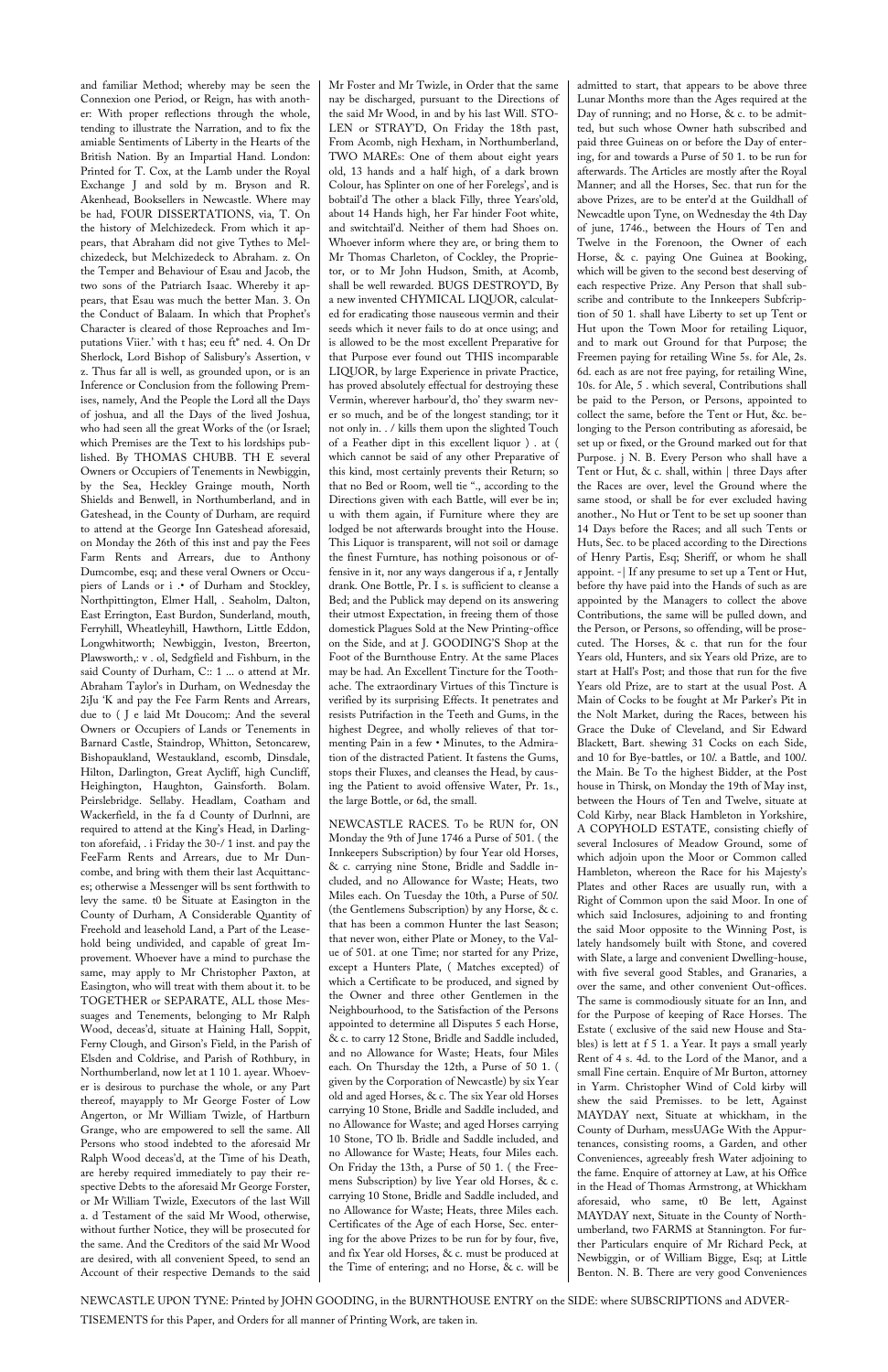and familiar Method; whereby may be seen the Connexion one Period, or Reign, has with another: With proper reflections through the whole, tending to illustrate the Narration, and to fix the amiable Sentiments of Liberty in the Hearts of the British Nation. By an Impartial Hand. London: Printed for T. Cox, at the Lamb under the Royal Exchange J and sold by m. Bryson and R. Akenhead, Booksellers in Newcastle. Where may be had, FOUR DISSERTATIONS, via, T. On the history of Melchizedeck. From which it appears, that Abraham did not give Tythes to Melchizedeck, but Melchizedeck to Abraham. z. On the Temper and Behaviour of Esau and Jacob, the two sons of the Patriarch Isaac. Whereby it appears, that Esau was much the better Man. 3. On the Conduct of Balaam. In which that Prophet's Character is cleared of those Reproaches and Imputations Viier.' with t has; eeu ft" ned. 4. On Dr Sherlock, Lord Bishop of Salisbury's Assertion, v z. Thus far all is well, as grounded upon, or is an Inference or Conclusion from the following Premises, namely, And the People the Lord all the Days of joshua, and all the Days of the lived Joshua, who had seen all the great Works of the (or Israel; which Premises are the Text to his lordships published. By THOMAS CHUBB. TH E several Owners or Occupiers of Tenements in Newbiggin, by the Sea, Heckley Grainge mouth, North Shields and Benwell, in Northumberland, and in Gateshead, in the County of Durham, are required to attend at the George Inn Gateshead aforesaid, on Monday the 26th of this inst and pay the Fees Farm Rents and Arrears, due to Anthony Dumcombe, esq; and these veral Owners or Occupiers of Lands or i .• of Durham and Stockley, Northpittington, Elmer Hall, . Seaholm, Dalton, East Errington, East Burdon, Sunderland, mouth, Ferryhill, Wheatleyhill, Hawthorn, Little Eddon, Longwhitworth; Newbiggin, Iveston, Breerton, Plawsworth,: v . ol, Sedgfield and Fishburn, in the said County of Durham, C:: 1 ... o attend at Mr. Abraham Taylor's in Durham, on Wednesday the 2iJu 'K and pay the Fee Farm Rents and Arrears, due to ( J e laid Mt Doucom;: And the several Owners or Occupiers of Lands or Tenements in Barnard Castle, Staindrop, Whitton, Setoncarew, Bishopaukland, Westaukland, escomb, Dinsdale, Hilton, Darlington, Great Aycliff, high Cuncliff, Heighington, Haughton, Gainsforth. Bolam. Peirslebridge. Sellaby. Headlam, Coatham and Wackerfield, in the fa d County of Durlnni, are required to attend at the King's Head, in Darlington aforefaid, . i Friday the 30-/ 1 inst. and pay the FeeFarm Rents and Arrears, due to Mr Duncombe, and bring with them their last Acquittances; otherwise a Messenger will bs sent forthwith to levy the same. t0 be Situate at Easington in the County of Durham, A Considerable Quantity of Freehold and leasehold Land, a Part of the Leasehold being undivided, and capable of great Improvement. Whoever have a mind to purchase the same, may apply to Mr Christopher Paxton, at Easington, who will treat with them about it. to be TOGETHER or SEPARATE, ALL those Messuages and Tenements, belonging to Mr Ralph Wood, deceas'd, situate at Haining Hall, Soppit, Ferny Clough, and Girson's Field, in the Parish of Elsden and Coldrise, and Parish of Rothbury, in Northumberland, now let at 1 10 1. ayear. Whoever is desirous to purchase the whole, or any Part thereof, mayapply to Mr George Foster of Low Angerton, or Mr William Twizle, of Hartburn Grange, who are empowered to sell the same. All Persons who stood indebted to the aforesaid Mr Ralph Wood deceas'd, at the Time of his Death, are hereby required immediately to pay their respective Debts to the aforesaid Mr George Forster, or Mr William Twizle, Executors of the last Will a. d Testament of the said Mr Wood, otherwise, without further Notice, they will be prosecuted for the same. And the Creditors of the said Mr Wood are desired, with all convenient Speed, to send an Account of their respective Demands to the said Mr Foster and Mr Twizle, in Order that the same nay be discharged, pursuant to the Directions of the said Mr Wood, in and by his last Will. STOLEN or STRAY'D, On Friday the 18th past, From Acomb, nigh Hexham, in Northumberland, TWO MAREs: One of them about eight years old, 13 hands and a half high, of a dark brown Colour, has Splinter on one of her Forelegs', and is bobtail'd The other a black Filly, three Years'old, about 14 Hands high, her Far hinder Foot white, and switchtail'd. Neither of them had Shoes on. Whoever inform where they are, or bring them to Mr Thomas Charleton, of Cockley, the Proprietor, or to Mr John Hudson, Smith, at Acomb, shall be well rewarded. BUGS DESTROY'D, By a new invented CHYMICAL LIQUOR, calculated for eradicating those nauseous vermin and their seeds which it never fails to do at once using; and is allowed to be the most excellent Preparative for that Purpose ever found out THIS incomparable LIQUOR, by large Experience in private Practice, has proved absolutely effectual for destroying these Vermin, wherever harbour'd, tho' they swarm never so much, and be of the longest standing; tor it not only in. . / kills them upon the slighted Touch of a Feather dipt in this excellent liquor ) . at ( which cannot be said of any other Preparative of this kind, most certainly prevents their Return; so that no Bed or Room, well tie "., according to the Directions given with each Battle, will ever be in; u with them again, if Furniture where they are lodged be not afterwards brought into the House. This Liquor is transparent, will not soil or damage the finest Furnture, has nothing poisonous or offensive in it, nor any ways dangerous if a, r Jentally drank. One Bottle, Pr. I s. is sufficient to cleanse a Bed; and the Publick may depend on its answering their utmost Expectation, in freeing them of those domestick Plagues Sold at the New Printing-office on the Side, and at J. GOODING'S Shop at the Foot of the Burnthouse Entry. At the same Places may be had. An Excellent Tincture for the Toothache. The extraordinary Virtues of this Tincture is verified by its surprising Effects. It penetrates and resists Putrifaction in the Teeth and Gums, in the highest Degree, and wholly relieves of that tormenting Pain in a few • Minutes, to the Admiration of the distracted Patient. It fastens the Gums, stops their Fluxes, and cleanses the Head, by causing the Patient to avoid offensive Water, Pr. 1s., the large Bottle, or 6d, the small.

NEWCASTLE RACES. To be RUN for, ON Monday the 9th of June 1746 a Purse of 501. ( the Innkeepers Subscription) by four Year old Horses, & c. carrying nine Stone, Bridle and Saddle included, and no Allowance for Waste; Heats, two Miles each. On Tuesday the 10th, a Purse of 50*l*. (the Gentlemens Subscription) by any Horse, & c. that has been a common Hunter the last Season; that never won, either Plate or Money, to the Value of 501. at one Time; nor started for any Prize, except a Hunters Plate, ( Matches excepted) of which a Certificate to be produced, and signed by the Owner and three other Gentlemen in the Neighbourhood, to the Satisfaction of the Persons appointed to determine all Disputes 5 each Horse, & c. to carry 12 Stone, Bridle and Saddle included, and no Allowance for Waste; Heats, four Miles each. On Thursday the 12th, a Purse of 50 1. ( given by the Corporation of Newcastle) by six Year old and aged Horses, & c. The six Year old Horses carrying 10 Stone, Bridle and Saddle included, and no Allowance for Waste; and aged Horses carrying 10 Stone, TO lb. Bridle and Saddle included, and no Allowance for Waste; Heats, four Miles each. On Friday the 13th, a Purse of 50 1. ( the Freemens Subscription) by live Year old Horses, & c. carrying 10 Stone, Bridle and Saddle included, and no Allowance for Waste; Heats, three Miles each. Certificates of the Age of each Horse, Sec. entering for the above Prizes to be run for by four, five, and fix Year old Horses, & c. must be produced at the Time of entering; and no Horse, & c. will be admitted to start, that appears to be above three Lunar Months more than the Ages required at the Day of running; and no Horse, & c. to be admitted, but such whose Owner hath subscribed and paid three Guineas on or before the Day of entering, for and towards a Purse of 50 1. to be run for afterwards. The Articles are mostly after the Royal Manner; and all the Horses, Sec. that run for the above Prizes, are to be enter'd at the Guildhall of Newcadtle upon Tyne, on Wednesday the 4th Day of june, 1746., between the Hours of Ten and Twelve in the Forenoon, the Owner of each Horse, & c. paying One Guinea at Booking, which will be given to the second best deserving of each respective Prize. Any Person that shall subscribe and contribute to the Innkeepers Subfcription of 50 1. shall have Liberty to set up Tent or Hut upon the Town Moor for retailing Liquor, and to mark out Ground for that Purpose; the Freemen paying for retailing Wine 5s. for Ale, 2s. 6d. each as are not free paying, for retailing Wine, 10s. for Ale, 5 . which several, Contributions shall be paid to the Person, or Persons, appointed to collect the same, before the Tent or Hut, &c. belonging to the Person contributing as aforesaid, be set up or fixed, or the Ground marked out for that Purpose. j N. B. Every Person who shall have a Tent or Hut, & c. shall, within | three Days after the Races are over, level the Ground where the same stood, or shall be for ever excluded having another., No Hut or Tent to be set up sooner than 14 Days before the Races; and all such Tents or Huts, Sec. to be placed according to the Directions of Henry Partis, Esq; Sheriff, or whom he shall appoint. -| If any presume to set up a Tent or Hut, before thy have paid into the Hands of such as are appointed by the Managers to collect the above Contributions, the same will be pulled down, and the Person, or Persons, so offending, will be prosecuted. The Horses, & c. that run for the four Years old, Hunters, and six Years old Prize, are to start at Hall's Post; and those that run for the five Years old Prize, are to start at the usual Post. A Main of Cocks to be fought at Mr Parker's Pit in the Nolt Market, during the Races, between his Grace the Duke of Cleveland, and Sir Edward Blackett, Bart. shewing 31 Cocks on each Side, and 10 for Bye-battles, or 10*l*. a Battle, and 100*l*. the Main. Be To the highest Bidder, at the Post house in Thirsk, on Monday the 19th of May inst, between the Hours of Ten and Twelve, situate at Cold Kirby, near Black Hambleton in Yorkshire, A COPYHOLD ESTATE, consisting chiefly of several Inclosures of Meadow Ground, some of which adjoin upon the Moor or Common called Hambleton, whereon the Race for his Majesty's Plates and other Races are usually run, with a Right of Common upon the said Moor. In one of which said Inclosures, adjoining to and fronting the said Moor opposite to the Winning Post, is lately handsomely built with Stone, and covered with Slate, a large and convenient Dwelling-house, with five several good Stables, and Granaries, a over the same, and other convenient Out-offices. The same is commodiously situate for an Inn, and for the Purpose of keeping of Race Horses. The Estate ( exclusive of the said new House and Stables) is lett at f 5 1. a Year. It pays a small yearly Rent of 4 s. 4d. to the Lord of the Manor, and a small Fine certain. Enquire of Mr Burton, attorney in Yarm. Christopher Wind of Cold kirby will shew the said Premisses. to be lett, Against MAYDAY next, Situate at whickham, in the County of Durham, messUAGe With the Appurtenances, consisting rooms, a Garden, and other Conveniences, agreeably fresh Water adjoining to the fame. Enquire of attorney at Law, at his Office in the Head of Thomas Armstrong, at Whickham aforesaid, who same, t0 Be lett, Against MAYDAY next, Situate in the County of Northumberland, two FARMS at Stannington. For further Particulars enquire of Mr Richard Peck, at Newbiggin, or of William Bigge, Esq; at Little Benton. N. B. There are very good Conveniences

NEWCASTLE UPON TYNE: Printed by JOHN GOODING, in the BURNTHOUSE ENTRY on the SIDE: where SUBSCRIPTIONS and ADVERTISEMENTS for this Paper, and Orders for all manner of Printing Work, are taken in.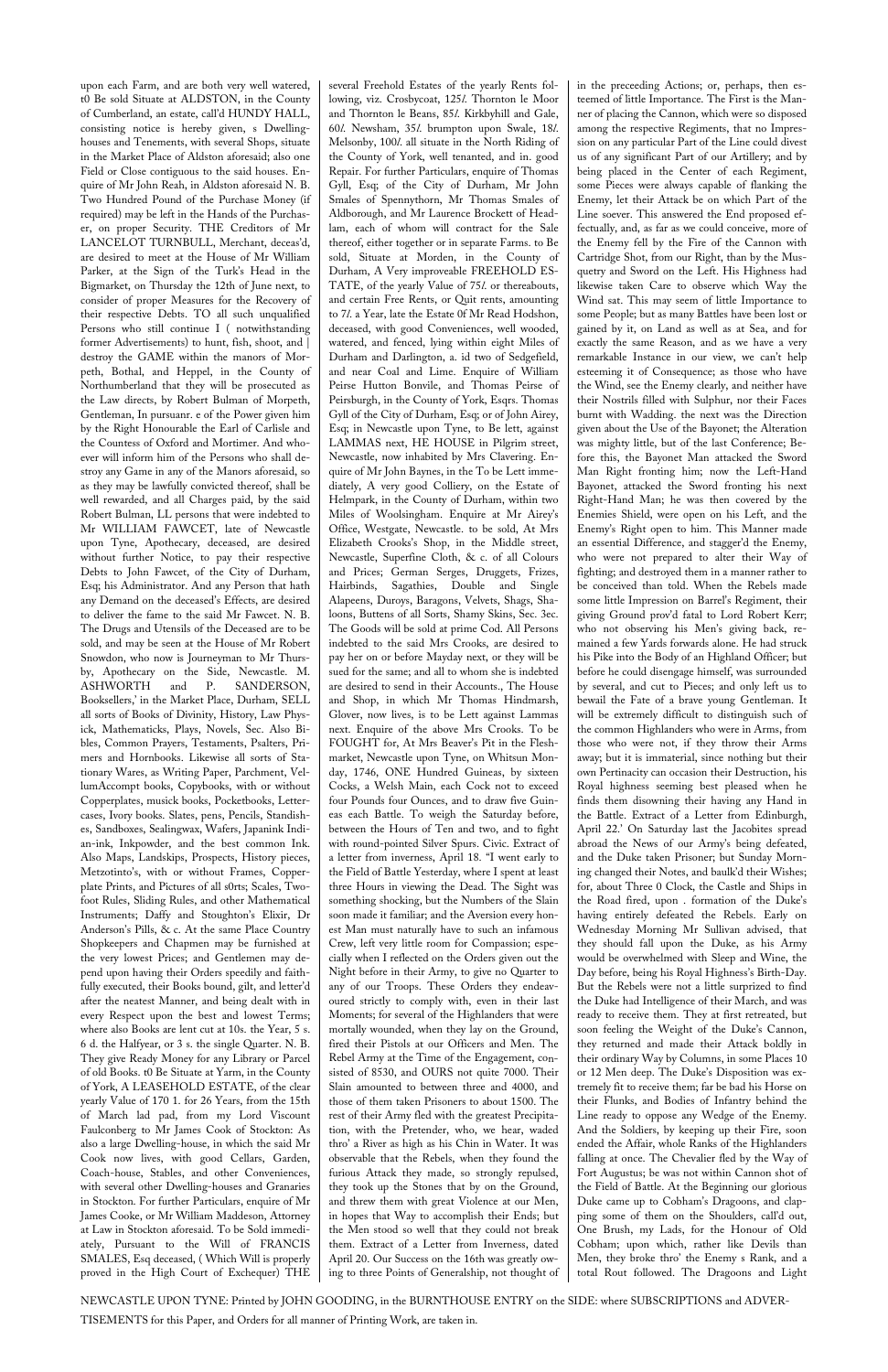upon each Farm, and are both very well watered, t0 Be sold Situate at ALDSTON, in the County of Cumberland, an estate, call'd HUNDY HALL, consisting notice is hereby given, s Dwelling-houses and Tenements, with several Shops, situate in the Market Place of Aldston aforesaid; also one Field or Close contiguous to the said houses. Enquire of Mr John Reah, in Aldston aforesaid N. B. Two Hundred Pound of the Purchase Money (if required) may be left in the Hands of the Purchaser, on proper Security. THE Creditors of Mr LANCELOT TURNBULL, Merchant, deceas'd, are desired to meet at the House of Mr William Parker, at the Sign of the Turk's Head in the Bigmarket, on Thursday the 12th of June next, to consider of proper Measures for the Recovery of their respective Debts. TO all such unqualified Persons who still continue I ( notwithstanding former Advertisements) to hunt, fish, shoot, and | destroy the GAME within the manors of Morpeth, Bothal, and Heppel, in the County of Northumberland that they will be prosecuted as the Law directs, by Robert Bulman of Morpeth, Gentleman, In pursuanr. e of the Power given him by the Right Honourable the Earl of Carlisle and the Countess of Oxford and Mortimer. And whoever will inform him of the Persons who shall destroy any Game in any of the Manors aforesaid, so as they may be lawfully convicted thereof, shall be well rewarded, and all Charges paid, by the said Robert Bulman, LL persons that were indebted to Mr WILLIAM FAWCET, late of Newcastle upon Tyne, Apothecary, deceased, are desired without further Notice, to pay their respective Debts to John Fawcet, of the City of Durham, Esq; his Administrator. And any Person that hath any Demand on the deceased's Effects, are desired to deliver the fame to the said Mr Fawcet. N. B. The Drugs and Utensils of the Deceased are to be sold, and may be seen at the House of Mr Robert Snowdon, who now is Journeyman to Mr Thursby, Apothecary on the Side, Newcastle. M. ASHWORTH and P. SANDERSON, Booksellers,' in the Market Place, Durham, SELL all sorts of Books of Divinity, History, Law Physick, Mathematicks, Plays, Novels, Sec. Also Bibles, Common Prayers, Testaments, Psalters, Primers and Hornbooks. Likewise all sorts of Stationary Wares, as Writing Paper, Parchment, VellumAccompt books, Copybooks, with or without Copperplates, musick books, Pocketbooks, Lettercases, Ivory books. Slates, pens, Pencils, Standishes, Sandboxes, Sealingwax, Wafers, Japanink Indian-ink, Inkpowder, and the best common Ink. Also Maps, Landskips, Prospects, History pieces, Metzotinto's, with or without Frames, Copperplate Prints, and Pictures of all s0rts; Scales, Two-foot Rules, Sliding Rules, and other Mathematical Instruments; Daffy and Stoughton's Elixir, Dr Anderson's Pills, & c. At the same Place Country Shopkeepers and Chapmen may be furnished at the very lowest Prices; and Gentlemen may depend upon having their Orders speedily and faithfully executed, their Books bound, gilt, and letter'd after the neatest Manner, and being dealt with in every Respect upon the best and lowest Terms; where also Books are lent cut at 10s. the Year, 5 s. 6 d. the Halfyear, or 3 s. the single Quarter. N. B. They give Ready Money for any Library or Parcel of old Books. t0 Be Situate at Yarm, in the County of York, A LEASEHOLD ESTATE, of the clear yearly Value of 170 1. for 26 Years, from the 15th of March lad pad, from my Lord Viscount Faulconberg to Mr James Cook of Stockton: As also a large Dwelling-house, in which the said Mr Cook now lives, with good Cellars, Garden, Coach-house, Stables, and other Conveniences, with several other Dwelling-houses and Granaries in Stockton. For further Particulars, enquire of Mr James Cooke, or Mr William Maddeson, Attorney at Law in Stockton aforesaid. To be Sold immediately, Pursuant to the Will of FRANCIS SMALES, Esq deceased, ( Which Will is properly proved in the High Court of Exchequer) THE several Freehold Estates of the yearly Rents following, viz. Crosbycoat, 125*l.* Thornton le Moor and Thornton le Beans, 85*l.* Kirkbyhill and Gale, 60*l.* Newsham, 35*l.* brumpton upon Swale, 18*l.* Melsonby, 100*l.* all situate in the North Riding of the County of York, well tenanted, and in. good Repair. For further Particulars, enquire of Thomas Gyll, Esq; of the City of Durham, Mr John Smales of Spennythorn, Mr Thomas Smales of Aldborough, and Mr Laurence Brockett of Headlam, each of whom will contract for the Sale thereof, either together or in separate Farms. to Be sold, Situate at Morden, in the County of Durham, A Very improveable FREEHOLD ESTATE, of the yearly Value of 75*l.* or thereabouts, and certain Free Rents, or Quit rents, amounting to 7*l.* a Year, late the Estate 0f Mr Read Hodshon, deceased, with good Conveniences, well wooded, watered, and fenced, lying within eight Miles of Durham and Darlington, a. id two of Sedgefield, and near Coal and Lime. Enquire of William Peirse Hutton Bonvile, and Thomas Peirse of Peirsburgh, in the County of York, Esqrs. Thomas Gyll of the City of Durham, Esq; or of John Airey, Esq; in Newcastle upon Tyne, to Be lett, against LAMMAS next, HE HOUSE in Pilgrim street, Newcastle, now inhabited by Mrs Clavering. Enquire of Mr John Baynes, in the To be Lett immediately, A very good Colliery, on the Estate of Helmpark, in the County of Durham, within two Miles of Woolsingham. Enquire at Mr Airey's Office, Westgate, Newcastle. to be sold, At Mrs Elizabeth Crooks's Shop, in the Middle street, Newcastle, Superfine Cloth, & c. of all Colours and Prices; German Serges, Druggets, Frizes, Hairbinds, Sagathies, Double and Single Alapeens, Duroys, Baragons, Velvets, Shags, Shaloons, Buttens of all Sorts, Shamy Skins, Sec. 3ec. The Goods will be sold at prime Cod. All Persons indebted to the said Mrs Crooks, are desired to pay her on or before Mayday next, or they will be sued for the same; and all to whom she is indebted are desired to send in their Accounts., The House and Shop, in which Mr Thomas Hindmarsh, Glover, now lives, is to be Lett against Lammas next. Enquire of the above Mrs Crooks. To be FOUGHT for, At Mrs Beaver's Pit in the Fleshmarket, Newcastle upon Tyne, on Whitsun Monday, 1746, ONE Hundred Guineas, by sixteen Cocks, a Welsh Main, each Cock not to exceed four Pounds four Ounces, and to draw five Guineas each Battle. To weigh the Saturday before, between the Hours of Ten and two, and to fight with round-pointed Silver Spurs. Civic. Extract of a letter from inverness, April 18. "I went early to the Field of Battle Yesterday, where I spent at least three Hours in viewing the Dead. The Sight was something shocking, but the Numbers of the Slain soon made it familiar; and the Aversion every honest Man must naturally have to such an infamous Crew, left very little room for Compassion; especially when I reflected on the Orders given out the Night before in their Army, to give no Quarter to any of our Troops. These Orders they endeavoured strictly to comply with, even in their last Moments; for several of the Highlanders that were mortally wounded, when they lay on the Ground, fired their Pistols at our Officers and Men. The Rebel Army at the Time of the Engagement, consisted of 8530, and OURS not quite 7000. Their Slain amounted to between three and 4000, and those of them taken Prisoners to about 1500. The rest of their Army fled with the greatest Precipitation, with the Pretender, who, we hear, waded thro' a River as high as his Chin in Water. It was observable that the Rebels, when they found the furious Attack they made, so strongly repulsed, they took up the Stones that by on the Ground, and threw them with great Violence at our Men, in hopes that Way to accomplish their Ends; but the Men stood so well that they could not break them. Extract of a Letter from Inverness, dated April 20. Our Success on the 16th was greatly owing to three Points of Generalship, not thought of in the preceeding Actions; or, perhaps, then esteemed of little Importance. The First is the Manner of placing the Cannon, which were so disposed among the respective Regiments, that no Impression on any particular Part of the Line could divest us of any significant Part of our Artillery; and by being placed in the Center of each Regiment, some Pieces were always capable of flanking the Enemy, let their Attack be on which Part of the Line soever. This answered the End proposed effectually, and, as far as we could conceive, more of the Enemy fell by the Fire of the Cannon with Cartridge Shot, from our Right, than by the Musquetry and Sword on the Left. His Highness had likewise taken Care to observe which Way the Wind sat. This may seem of little Importance to some People; but as many Battles have been lost or gained by it, on Land as well as at Sea, and for exactly the same Reason, and as we have a very remarkable Instance in our view, we can't help esteeming it of Consequence; as those who have the Wind, see the Enemy clearly, and neither have their Nostrils filled with Sulphur, nor their Faces burnt with Wadding. the next was the Direction given about the Use of the Bayonet; the Alteration was mighty little, but of the last Conference; Before this, the Bayonet Man attacked the Sword Man Right fronting him; now the Left-Hand Bayonet, attacked the Sword fronting his next Right-Hand Man; he was then covered by the Enemies Shield, were open on his Left, and the Enemy's Right open to him. This Manner made an essential Difference, and stagger'd the Enemy, who were not prepared to alter their Way of fighting; and destroyed them in a manner rather to be conceived than told. When the Rebels made some little Impression on Barrel's Regiment, their giving Ground prov'd fatal to Lord Robert Kerr; who not observing his Men's giving back, remained a few Yards forwards alone. He had struck his Pike into the Body of an Highland Officer; but before he could disengage himself, was surrounded by several, and cut to Pieces; and only left us to bewail the Fate of a brave young Gentleman. It will be extremely difficult to distinguish such of the common Highlanders who were in Arms, from those who were not, if they throw their Arms away; but it is immaterial, since nothing but their own Pertinacity can occasion their Destruction, his Royal highness seeming best pleased when he finds them disowning their having any Hand in the Battle. Extract of a Letter from Edinburgh, April 22.' On Saturday last the Jacobites spread abroad the News of our Army's being defeated, and the Duke taken Prisoner; but Sunday Morning changed their Notes, and baulk'd their Wishes; for, about Three 0 Clock, the Castle and Ships in the Road fired, upon . formation of the Duke's having entirely defeated the Rebels. Early on Wednesday Morning Mr Sullivan advised, that they should fall upon the Duke, as his Army would be overwhelmed with Sleep and Wine, the Day before, being his Royal Highness's Birth-Day. But the Rebels were not a little surprized to find the Duke had Intelligence of their March, and was ready to receive them. They at first retreated, but soon feeling the Weight of the Duke's Cannon, they returned and made their Attack boldly in their ordinary Way by Columns, in some Places 10 or 12 Men deep. The Duke's Disposition was extremely fit to receive them; far be bad his Horse on their Flunks, and Bodies of Infantry behind the Line ready to oppose any Wedge of the Enemy. And the Soldiers, by keeping up their Fire, soon ended the Affair, whole Ranks of the Highlanders falling at once. The Chevalier fled by the Way of Fort Augustus; be was not within Cannon shot of the Field of Battle. At the Beginning our glorious Duke came up to Cobham's Dragoons, and clapping some of them on the Shoulders, call'd out, One Brush, my Lads, for the Honour of Old Cobham; upon which, rather like Devils than Men, they broke thro' the Enemy s Rank, and a total Rout followed. The Dragoons and Light

NEWCASTLE UPON TYNE: Printed by JOHN GOODING, in the BURNTHOUSE ENTRY on the SIDE: where SUBSCRIPTIONS and ADVERTISEMENTS for this Paper, and Orders for all manner of Printing Work, are taken in.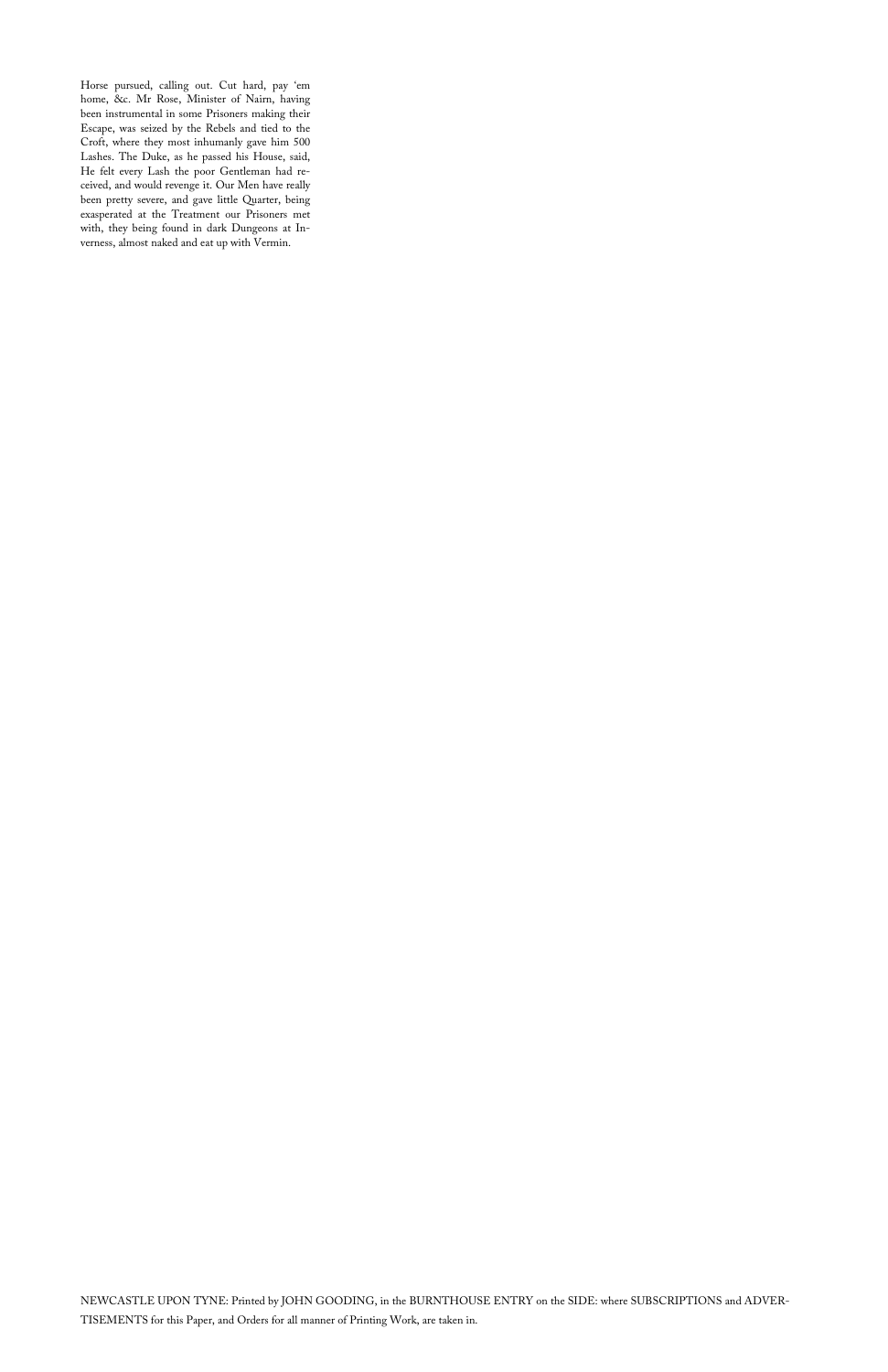Horse pursued, calling out. Cut hard, pay 'em home, &c. Mr Rose, Minister of Nairn, having been instrumental in some Prisoners making their Escape, was seized by the Rebels and tied to the Croft, where they most inhumanly gave him 500 Lashes. The Duke, as he passed his House, said, He felt every Lash the poor Gentleman had received, and would revenge it. Our Men have really been pretty severe, and gave little Quarter, being exasperated at the Treatment our Prisoners met with, they being found in dark Dungeons at Inverness, almost naked and eat up with Vermin.

NEWCASTLE UPON TYNE: Printed by JOHN GOODING, in the BURNTHOUSE ENTRY on the SIDE: where SUBSCRIPTIONS and ADVERTISEMENTS for this Paper, and Orders for all manner of Printing Work, are taken in.